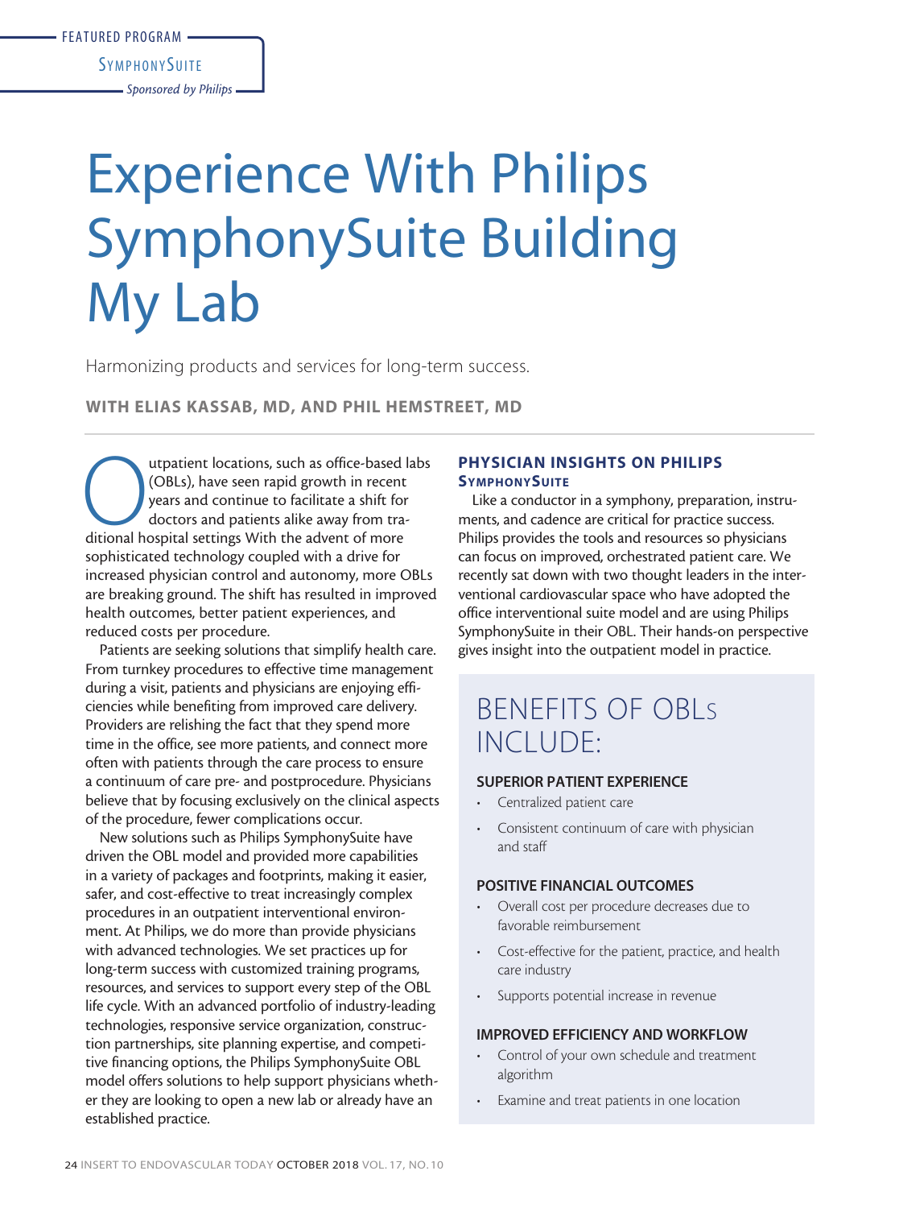FEATURED PROGRAM

SymphonySuite

*Sponsored by Philips*

# Experience With Philips SymphonySuite Building My Lab

Harmonizing products and services for long-term success.

**WITH ELIAS KASSAB, MD, AND PHIL HEMSTREET, MD**

Outpatient locations, such as office-based labs (OBLs), have seen rapid growth in recent years and continue to facilitate a shift for doctors and patients alike away from traditional hospital settings With the advent of more sophisticated technology coupled with a drive for increased physician control and autonomy, more OBLs are breaking ground. The shift has resulted in improved health outcomes, better patient experiences, and reduced costs per procedure.

Patients are seeking solutions that simplify health care. From turnkey procedures to effective time management during a visit, patients and physicians are enjoying efficiencies while benefiting from improved care delivery. Providers are relishing the fact that they spend more time in the office, see more patients, and connect more often with patients through the care process to ensure a continuum of care pre- and postprocedure. Physicians believe that by focusing exclusively on the clinical aspects of the procedure, fewer complications occur.

New solutions such as Philips SymphonySuite have driven the OBL model and provided more capabilities in a variety of packages and footprints, making it easier, safer, and cost-effective to treat increasingly complex procedures in an outpatient interventional environment. At Philips, we do more than provide physicians with advanced technologies. We set practices up for long-term success with customized training programs, resources, and services to support every step of the OBL life cycle. With an advanced portfolio of industry-leading technologies, responsive service organization, construction partnerships, site planning expertise, and competitive financing options, the Philips SymphonySuite OBL model offers solutions to help support physicians whether they are looking to open a new lab or already have an established practice.

## PHYSICIAN INSIGHTS ON PHILIPS SYMPHONYSUITE

Like a conductor in a symphony, preparation, instruments, and cadence are critical for practice success. Philips provides the tools and resources so physicians can focus on improved, orchestrated patient care. We recently sat down with two thought leaders in the interventional cardiovascular space who have adopted the office interventional suite model and are using Philips SymphonySuite in their OBL. Their hands-on perspective gives insight into the outpatient model in practice.

## BENEFITS OF OBLs INCLUDE:

### SUPERIOR PATIENT EXPERIENCE

- Centralized patient care
- Consistent continuum of care with physician and staff

### POSITIVE FINANCIAL OUTCOMES

- Overall cost per procedure decreases due to favorable reimbursement
- Cost-effective for the patient, practice, and health care industry
- Supports potential increase in revenue

### IMPROVED EFFICIENCY AND WORKFLOW

- Control of your own schedule and treatment algorithm
- Examine and treat patients in one location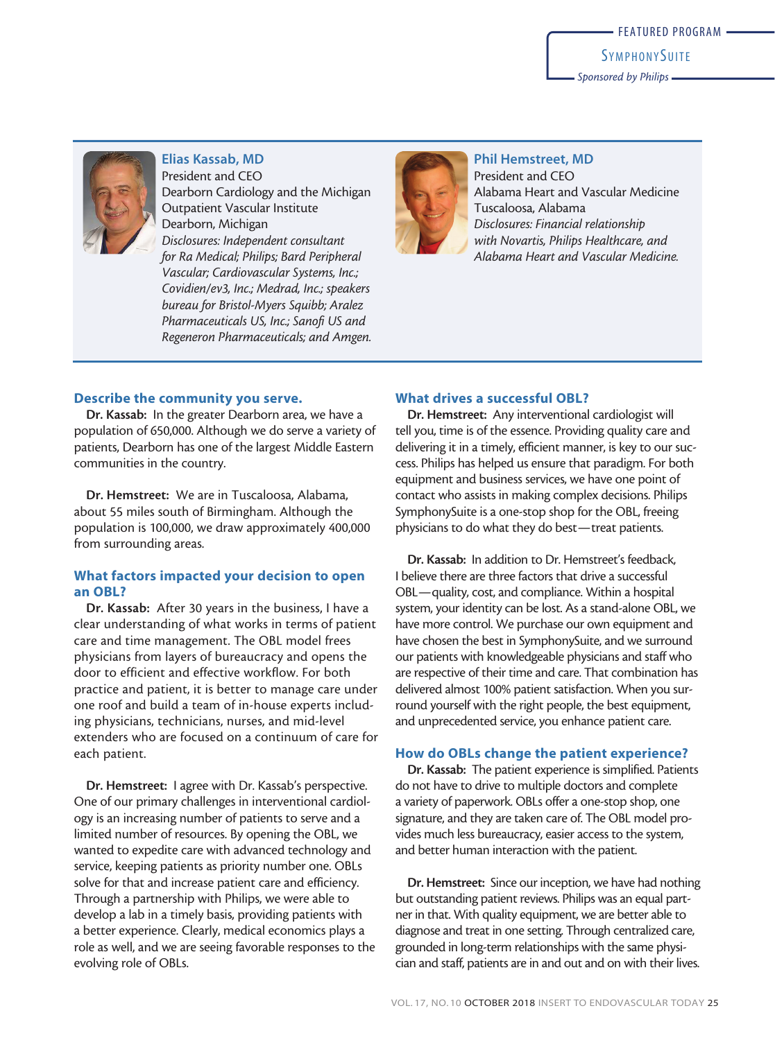**Elias Kassab, MD**
President and CEO
Dearborn Cardiology and the Michigan Outpatient Vascular Institute
Dearborn, Michigan
*Disclosures: Independent consultant for Ra Medical; Philips; Bard Peripheral Vascular; Cardiovascular Systems, Inc.; Covidien/ev3, Inc.; Medrad, Inc.; speakers bureau for Bristol-Myers Squibb; Aralez Pharmaceuticals US, Inc.; Sanofi US and Regeneron Pharmaceuticals; and Amgen.*

**Phil Hemstreet, MD**
President and CEO
Alabama Heart and Vascular Medicine
Tuscaloosa, Alabama
*Disclosures: Financial relationship with Novartis, Philips Healthcare, and Alabama Heart and Vascular Medicine.*

## Describe the community you serve.

**Dr. Kassab:** In the greater Dearborn area, we have a population of 650,000. Although we do serve a variety of patients, Dearborn has one of the largest Middle Eastern communities in the country.

**Dr. Hemstreet:** We are in Tuscaloosa, Alabama, about 55 miles south of Birmingham. Although the population is 100,000, we draw approximately 400,000 from surrounding areas.

## What factors impacted your decision to open an OBL?

**Dr. Kassab:** After 30 years in the business, I have a clear understanding of what works in terms of patient care and time management. The OBL model frees physicians from layers of bureaucracy and opens the door to efficient and effective workflow. For both practice and patient, it is better to manage care under one roof and build a team of in-house experts including physicians, technicians, nurses, and mid-level extenders who are focused on a continuum of care for each patient.

**Dr. Hemstreet:** I agree with Dr. Kassab's perspective. One of our primary challenges in interventional cardiology is an increasing number of patients to serve and a limited number of resources. By opening the OBL, we wanted to expedite care with advanced technology and service, keeping patients as priority number one. OBLs solve for that and increase patient care and efficiency. Through a partnership with Philips, we were able to develop a lab in a timely basis, providing patients with a better experience. Clearly, medical economics plays a role as well, and we are seeing favorable responses to the evolving role of OBLs.

## What drives a successful OBL?

**Dr. Hemstreet:** Any interventional cardiologist will tell you, time is of the essence. Providing quality care and delivering it in a timely, efficient manner, is key to our success. Philips has helped us ensure that paradigm. For both equipment and business services, we have one point of contact who assists in making complex decisions. Philips SymphonySuite is a one-stop shop for the OBL, freeing physicians to do what they do best—treat patients.

**Dr. Kassab:** In addition to Dr. Hemstreet's feedback, I believe there are three factors that drive a successful OBL—quality, cost, and compliance. Within a hospital system, your identity can be lost. As a stand-alone OBL, we have more control. We purchase our own equipment and have chosen the best in SymphonySuite, and we surround our patients with knowledgeable physicians and staff who are respective of their time and care. That combination has delivered almost 100% patient satisfaction. When you surround yourself with the right people, the best equipment, and unprecedented service, you enhance patient care.

## How do OBLs change the patient experience?

**Dr. Kassab:** The patient experience is simplified. Patients do not have to drive to multiple doctors and complete a variety of paperwork. OBLs offer a one-stop shop, one signature, and they are taken care of. The OBL model provides much less bureaucracy, easier access to the system, and better human interaction with the patient.

**Dr. Hemstreet:** Since our inception, we have had nothing but outstanding patient reviews. Philips was an equal partner in that. With quality equipment, we are better able to diagnose and treat in one setting. Through centralized care, grounded in long-term relationships with the same physician and staff, patients are in and out and on with their lives.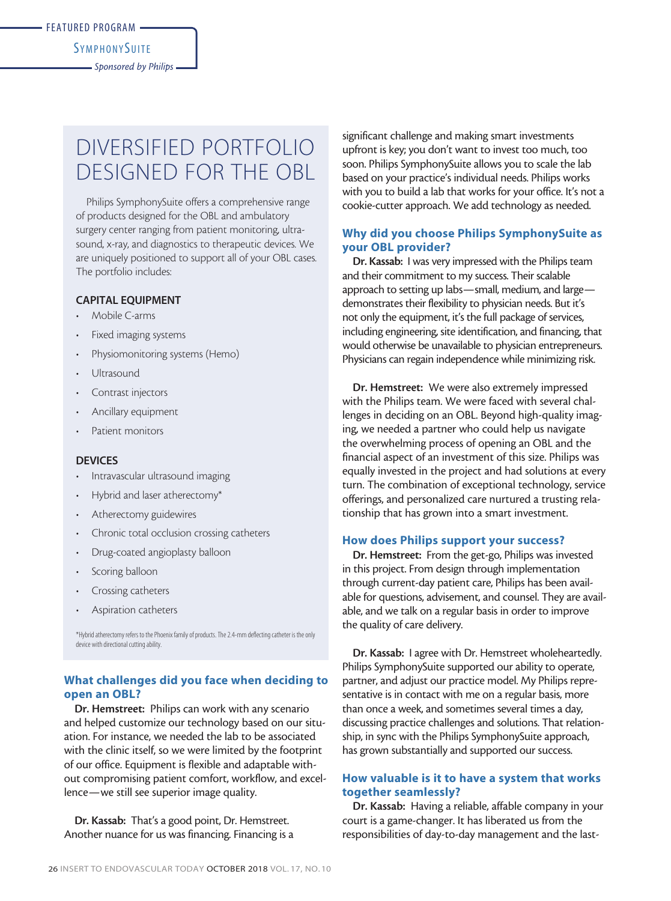FEATURED PROGRAM

SymphonySuite

*Sponsored by Philips*

# DIVERSIFIED PORTFOLIO DESIGNED FOR THE OBL

Philips SymphonySuite offers a comprehensive range of products designed for the OBL and ambulatory surgery center ranging from patient monitoring, ultrasound, x-ray, and diagnostics to therapeutic devices. We are uniquely positioned to support all of your OBL cases. The portfolio includes:

### CAPITAL EQUIPMENT

- Mobile C-arms
- Fixed imaging systems
- Physiomonitoring systems (Hemo)
- Ultrasound
- Contrast injectors
- Ancillary equipment
- Patient monitors

### DEVICES

- Intravascular ultrasound imaging
- Hybrid and laser atherectomy*
- Atherectomy guidewires
- Chronic total occlusion crossing catheters
- Drug-coated angioplasty balloon
- Scoring balloon
- Crossing catheters
- Aspiration catheters

*Hybrid atherectomy refers to the Phoenix family of products. The 2.4-mm deflecting catheter is the only device with directional cutting ability.

## What challenges did you face when deciding to open an OBL?

**Dr. Hemstreet:** Philips can work with any scenario and helped customize our technology based on our situation. For instance, we needed the lab to be associated with the clinic itself, so we were limited by the footprint of our office. Equipment is flexible and adaptable without compromising patient comfort, workflow, and excellence—we still see superior image quality.

**Dr. Kassab:** That's a good point, Dr. Hemstreet. Another nuance for us was financing. Financing is a significant challenge and making smart investments upfront is key; you don't want to invest too much, too soon. Philips SymphonySuite allows you to scale the lab based on your practice's individual needs. Philips works with you to build a lab that works for your office. It's not a cookie-cutter approach. We add technology as needed.

## Why did you choose Philips SymphonySuite as your OBL provider?

**Dr. Kassab:** I was very impressed with the Philips team and their commitment to my success. Their scalable approach to setting up labs—small, medium, and large—demonstrates their flexibility to physician needs. But it's not only the equipment, it's the full package of services, including engineering, site identification, and financing, that would otherwise be unavailable to physician entrepreneurs. Physicians can regain independence while minimizing risk.

**Dr. Hemstreet:** We were also extremely impressed with the Philips team. We were faced with several challenges in deciding on an OBL. Beyond high-quality imaging, we needed a partner who could help us navigate the overwhelming process of opening an OBL and the financial aspect of an investment of this size. Philips was equally invested in the project and had solutions at every turn. The combination of exceptional technology, service offerings, and personalized care nurtured a trusting relationship that has grown into a smart investment.

## How does Philips support your success?

**Dr. Hemstreet:** From the get-go, Philips was invested in this project. From design through implementation through current-day patient care, Philips has been available for questions, advisement, and counsel. They are available, and we talk on a regular basis in order to improve the quality of care delivery.

**Dr. Kassab:** I agree with Dr. Hemstreet wholeheartedly. Philips SymphonySuite supported our ability to operate, partner, and adjust our practice model. My Philips representative is in contact with me on a regular basis, more than once a week, and sometimes several times a day, discussing practice challenges and solutions. That relationship, in sync with the Philips SymphonySuite approach, has grown substantially and supported our success.

## How valuable is it to have a system that works together seamlessly?

**Dr. Kassab:** Having a reliable, affable company in your court is a game-changer. It has liberated us from the responsibilities of day-to-day management and the last-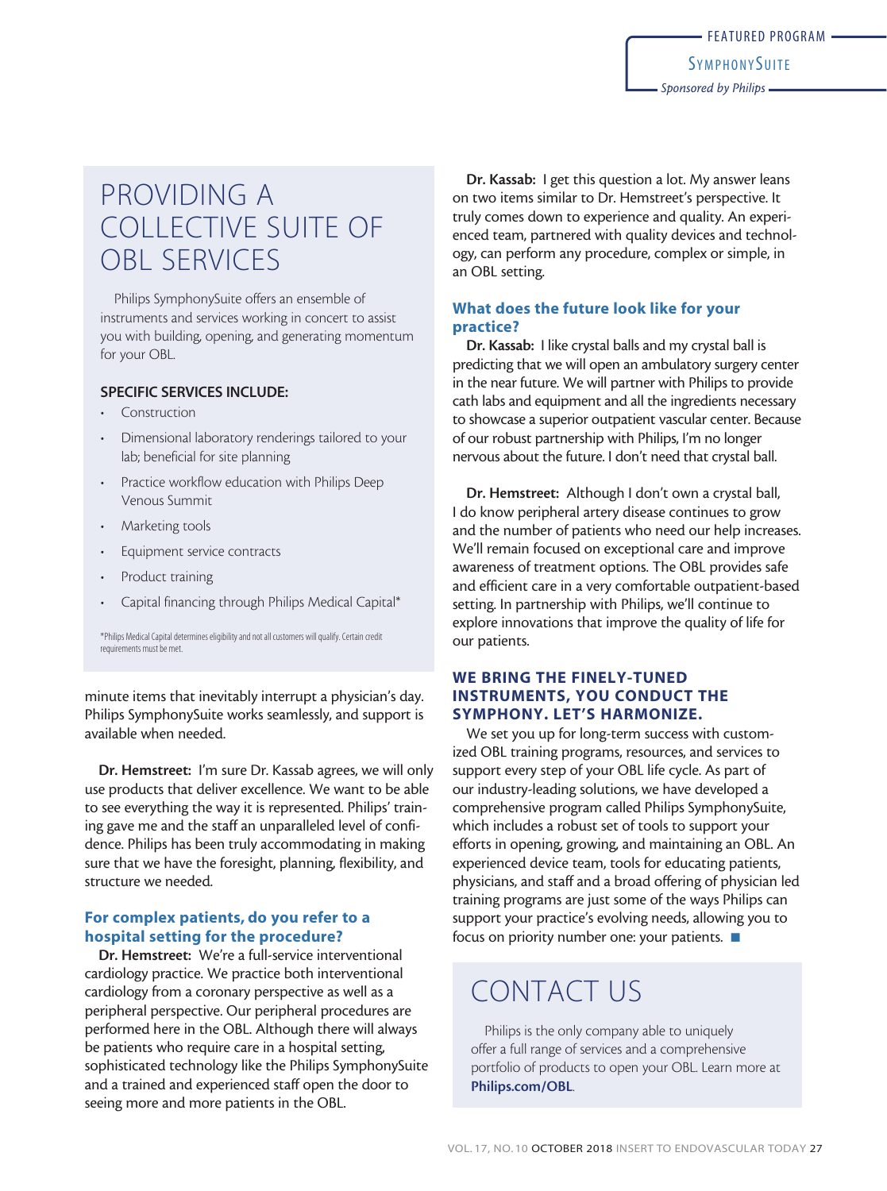FEATURED PROGRAM

SymphonySuite

*Sponsored by Philips*

## PROVIDING A COLLECTIVE SUITE OF OBL SERVICES

Philips SymphonySuite offers an ensemble of instruments and services working in concert to assist you with building, opening, and generating momentum for your OBL.

**SPECIFIC SERVICES INCLUDE:**

- Construction
- Dimensional laboratory renderings tailored to your lab; beneficial for site planning
- Practice workflow education with Philips Deep Venous Summit
- Marketing tools
- Equipment service contracts
- Product training
- Capital financing through Philips Medical Capital*

*Philips Medical Capital determines eligibility and not all customers will qualify. Certain credit requirements must be met.

minute items that inevitably interrupt a physician's day. Philips SymphonySuite works seamlessly, and support is available when needed.

**Dr. Hemstreet:** I'm sure Dr. Kassab agrees, we will only use products that deliver excellence. We want to be able to see everything the way it is represented. Philips' training gave me and the staff an unparalleled level of confidence. Philips has been truly accommodating in making sure that we have the foresight, planning, flexibility, and structure we needed.

### For complex patients, do you refer to a hospital setting for the procedure?

**Dr. Hemstreet:** We're a full-service interventional cardiology practice. We practice both interventional cardiology from a coronary perspective as well as a peripheral perspective. Our peripheral procedures are performed here in the OBL. Although there will always be patients who require care in a hospital setting, sophisticated technology like the Philips SymphonySuite and a trained and experienced staff open the door to seeing more and more patients in the OBL.

**Dr. Kassab:** I get this question a lot. My answer leans on two items similar to Dr. Hemstreet's perspective. It truly comes down to experience and quality. An experienced team, partnered with quality devices and technology, can perform any procedure, complex or simple, in an OBL setting.

### What does the future look like for your practice?

**Dr. Kassab:** I like crystal balls and my crystal ball is predicting that we will open an ambulatory surgery center in the near future. We will partner with Philips to provide cath labs and equipment and all the ingredients necessary to showcase a superior outpatient vascular center. Because of our robust partnership with Philips, I'm no longer nervous about the future. I don't need that crystal ball.

**Dr. Hemstreet:** Although I don't own a crystal ball, I do know peripheral artery disease continues to grow and the number of patients who need our help increases. We'll remain focused on exceptional care and improve awareness of treatment options. The OBL provides safe and efficient care in a very comfortable outpatient-based setting. In partnership with Philips, we'll continue to explore innovations that improve the quality of life for our patients.

### WE BRING THE FINELY-TUNED INSTRUMENTS, YOU CONDUCT THE SYMPHONY. LET'S HARMONIZE.

We set you up for long-term success with customized OBL training programs, resources, and services to support every step of your OBL life cycle. As part of our industry-leading solutions, we have developed a comprehensive program called Philips SymphonySuite, which includes a robust set of tools to support your efforts in opening, growing, and maintaining an OBL. An experienced device team, tools for educating patients, physicians, and staff and a broad offering of physician led training programs are just some of the ways Philips can support your practice's evolving needs, allowing you to focus on priority number one: your patients. ■

## CONTACT US

Philips is the only company able to uniquely offer a full range of services and a comprehensive portfolio of products to open your OBL. Learn more at **Philips.com/OBL**.